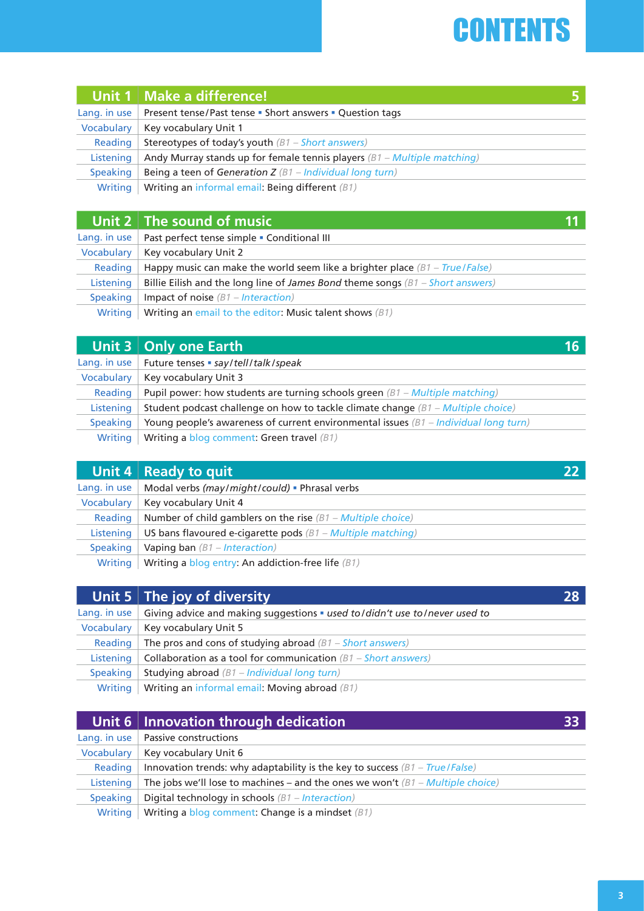# CONTENTS

| Unit 1 | Make a difference! | 5 |
|---|---|---|
| Lang. in use | Present tense/Past tense ▪ Short answers ▪ Question tags | |
| Vocabulary | Key vocabulary Unit 1 | |
| Reading | Stereotypes of today's youth *(B1 – Short answers)* | |
| Listening | Andy Murray stands up for female tennis players *(B1 – Multiple matching)* | |
| Speaking | Being a teen of *Generation Z* *(B1 – Individual long turn)* | |
| Writing | Writing an informal email: Being different *(B1)* | |

| Unit 2 | The sound of music | 11 |
|---|---|---|
| Lang. in use | Past perfect tense simple ▪ Conditional III | |
| Vocabulary | Key vocabulary Unit 2 | |
| Reading | Happy music can make the world seem like a brighter place *(B1 – True/False)* | |
| Listening | Billie Eilish and the long line of *James Bond* theme songs *(B1 – Short answers)* | |
| Speaking | Impact of noise *(B1 – Interaction)* | |
| Writing | Writing an email to the editor: Music talent shows *(B1)* | |

| Unit 3 | Only one Earth | 16 |
|---|---|---|
| Lang. in use | Future tenses ▪ *say/tell/talk/speak* | |
| Vocabulary | Key vocabulary Unit 3 | |
| Reading | Pupil power: how students are turning schools green *(B1 – Multiple matching)* | |
| Listening | Student podcast challenge on how to tackle climate change *(B1 – Multiple choice)* | |
| Speaking | Young people's awareness of current environmental issues *(B1 – Individual long turn)* | |
| Writing | Writing a blog comment: Green travel *(B1)* | |

| Unit 4 | Ready to quit | 22 |
|---|---|---|
| Lang. in use | Modal verbs *(may/might/could)* ▪ Phrasal verbs | |
| Vocabulary | Key vocabulary Unit 4 | |
| Reading | Number of child gamblers on the rise *(B1 – Multiple choice)* | |
| Listening | US bans flavoured e-cigarette pods *(B1 – Multiple matching)* | |
| Speaking | Vaping ban *(B1 – Interaction)* | |
| Writing | Writing a blog entry: An addiction-free life *(B1)* | |

| Unit 5 | The joy of diversity | 28 |
|---|---|---|
| Lang. in use | Giving advice and making suggestions ▪ *used to/didn't use to/never used to* | |
| Vocabulary | Key vocabulary Unit 5 | |
| Reading | The pros and cons of studying abroad *(B1 – Short answers)* | |
| Listening | Collaboration as a tool for communication *(B1 – Short answers)* | |
| Speaking | Studying abroad *(B1 – Individual long turn)* | |
| Writing | Writing an informal email: Moving abroad *(B1)* | |

| Unit 6 | Innovation through dedication | 33 |
|---|---|---|
| Lang. in use | Passive constructions | |
| Vocabulary | Key vocabulary Unit 6 | |
| Reading | Innovation trends: why adaptability is the key to success *(B1 – True/False)* | |
| Listening | The jobs we'll lose to machines – and the ones we won't *(B1 – Multiple choice)* | |
| Speaking | Digital technology in schools *(B1 – Interaction)* | |
| Writing | Writing a blog comment: Change is a mindset *(B1)* | |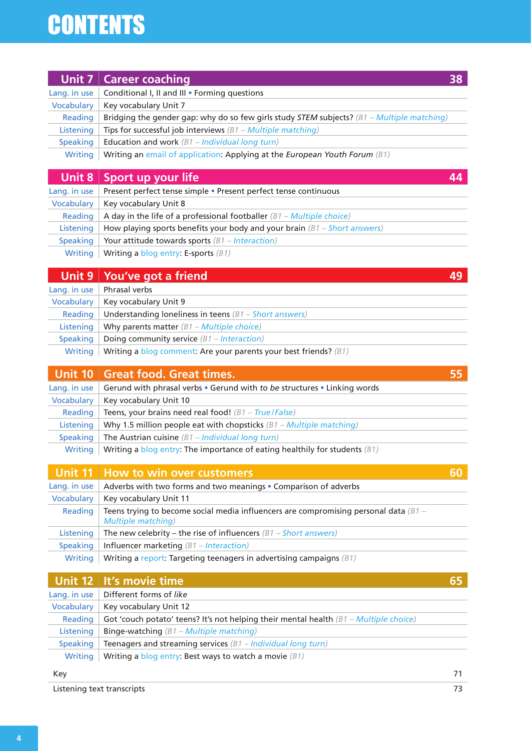# CONTENTS

| Unit 7 | Career coaching | 38 |
|---|---|---|
| Lang. in use | Conditional I, II and III ▪ Forming questions | |
| Vocabulary | Key vocabulary Unit 7 | |
| Reading | Bridging the gender gap: why do so few girls study *STEM* subjects? (*B1 – Multiple matching*) | |
| Listening | Tips for successful job interviews (*B1 – Multiple matching*) | |
| Speaking | Education and work (*B1 – Individual long turn*) | |
| Writing | Writing an email of application: Applying at the *European Youth Forum* (*B1*) | |

| Unit 8 | Sport up your life | 44 |
|---|---|---|
| Lang. in use | Present perfect tense simple ▪ Present perfect tense continuous | |
| Vocabulary | Key vocabulary Unit 8 | |
| Reading | A day in the life of a professional footballer (*B1 – Multiple choice*) | |
| Listening | How playing sports benefits your body and your brain (*B1 – Short answers*) | |
| Speaking | Your attitude towards sports (*B1 – Interaction*) | |
| Writing | Writing a blog entry: E-sports (*B1*) | |

| Unit 9 | You've got a friend | 49 |
|---|---|---|
| Lang. in use | Phrasal verbs | |
| Vocabulary | Key vocabulary Unit 9 | |
| Reading | Understanding loneliness in teens (*B1 – Short answers*) | |
| Listening | Why parents matter (*B1 – Multiple choice*) | |
| Speaking | Doing community service (*B1 – Interaction*) | |
| Writing | Writing a blog comment: Are your parents your best friends? (*B1*) | |

| Unit 10 | Great food. Great times. | 55 |
|---|---|---|
| Lang. in use | Gerund with phrasal verbs ▪ Gerund with *to be* structures ▪ Linking words | |
| Vocabulary | Key vocabulary Unit 10 | |
| Reading | Teens, your brains need real food! (*B1 – True / False*) | |
| Listening | Why 1.5 million people eat with chopsticks (*B1 – Multiple matching*) | |
| Speaking | The Austrian cuisine (*B1 – Individual long turn*) | |
| Writing | Writing a blog entry: The importance of eating healthily for students (*B1*) | |

| Unit 11 | How to win over customers | 60 |
|---|---|---|
| Lang. in use | Adverbs with two forms and two meanings ▪ Comparison of adverbs | |
| Vocabulary | Key vocabulary Unit 11 | |
| Reading | Teens trying to become social media influencers are compromising personal data (*B1 – Multiple matching*) | |
| Listening | The new celebrity – the rise of influencers (*B1 – Short answers*) | |
| Speaking | Influencer marketing (*B1 – Interaction*) | |
| Writing | Writing a report: Targeting teenagers in advertising campaigns (*B1*) | |

| Unit 12 | It's movie time | 65 |
|---|---|---|
| Lang. in use | Different forms of *like* | |
| Vocabulary | Key vocabulary Unit 12 | |
| Reading | Got 'couch potato' teens? It's not helping their mental health (*B1 – Multiple choice*) | |
| Listening | Binge-watching (*B1 – Multiple matching*) | |
| Speaking | Teenagers and streaming services (*B1 – Individual long turn*) | |
| Writing | Writing a blog entry: Best ways to watch a movie (*B1*) | |

| | |
|---|---|
| Key | 71 |
| Listening text transcripts | 73 |